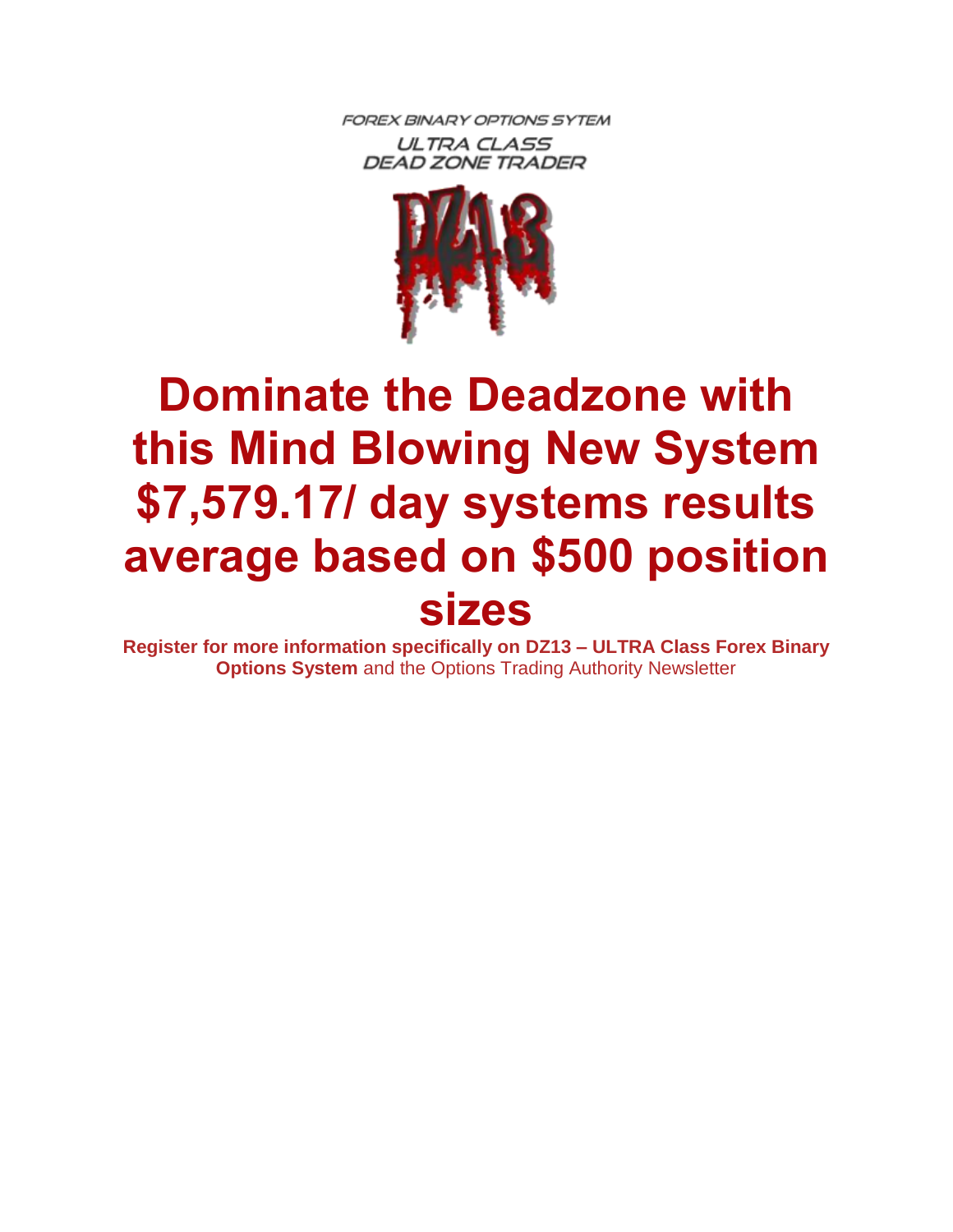FOREX BINARY OPTIONS SYTEM

ULTRA CLASS
DEAD ZONE TRADER

DZ13

# Dominate the Deadzone with this Mind Blowing New System $7,579.17/ day systems results average based on $500 position sizes

**Register for more information specifically on DZ13 – ULTRA Class Forex Binary Options System** and the Options Trading Authority Newsletter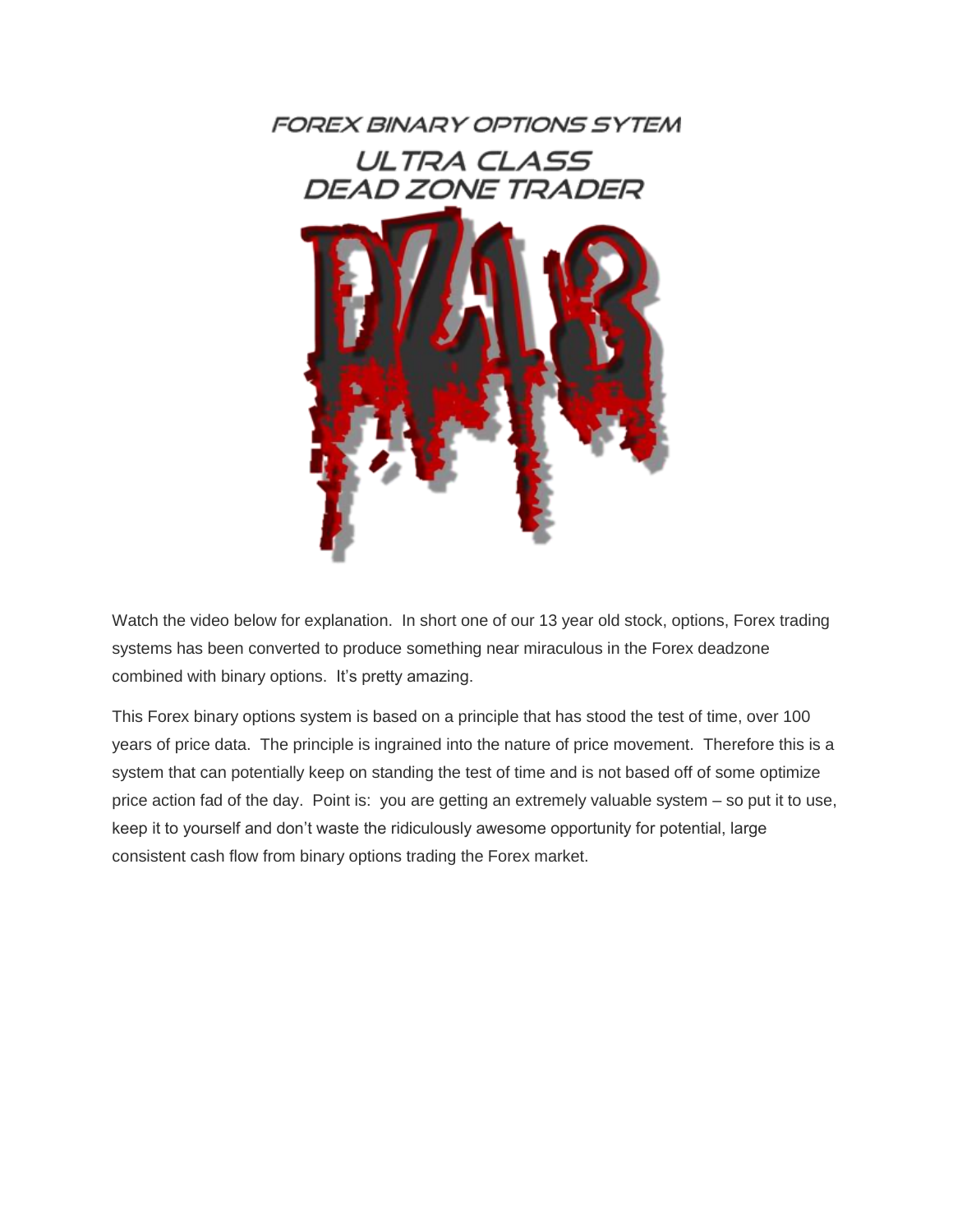# FOREX BINARY OPTIONS SYTEM

## ULTRA CLASS
## DEAD ZONE TRADER

Watch the video below for explanation. In short one of our 13 year old stock, options, Forex trading systems has been converted to produce something near miraculous in the Forex deadzone combined with binary options. It's pretty amazing.

This Forex binary options system is based on a principle that has stood the test of time, over 100 years of price data. The principle is ingrained into the nature of price movement. Therefore this is a system that can potentially keep on standing the test of time and is not based off of some optimize price action fad of the day. Point is: you are getting an extremely valuable system – so put it to use, keep it to yourself and don't waste the ridiculously awesome opportunity for potential, large consistent cash flow from binary options trading the Forex market.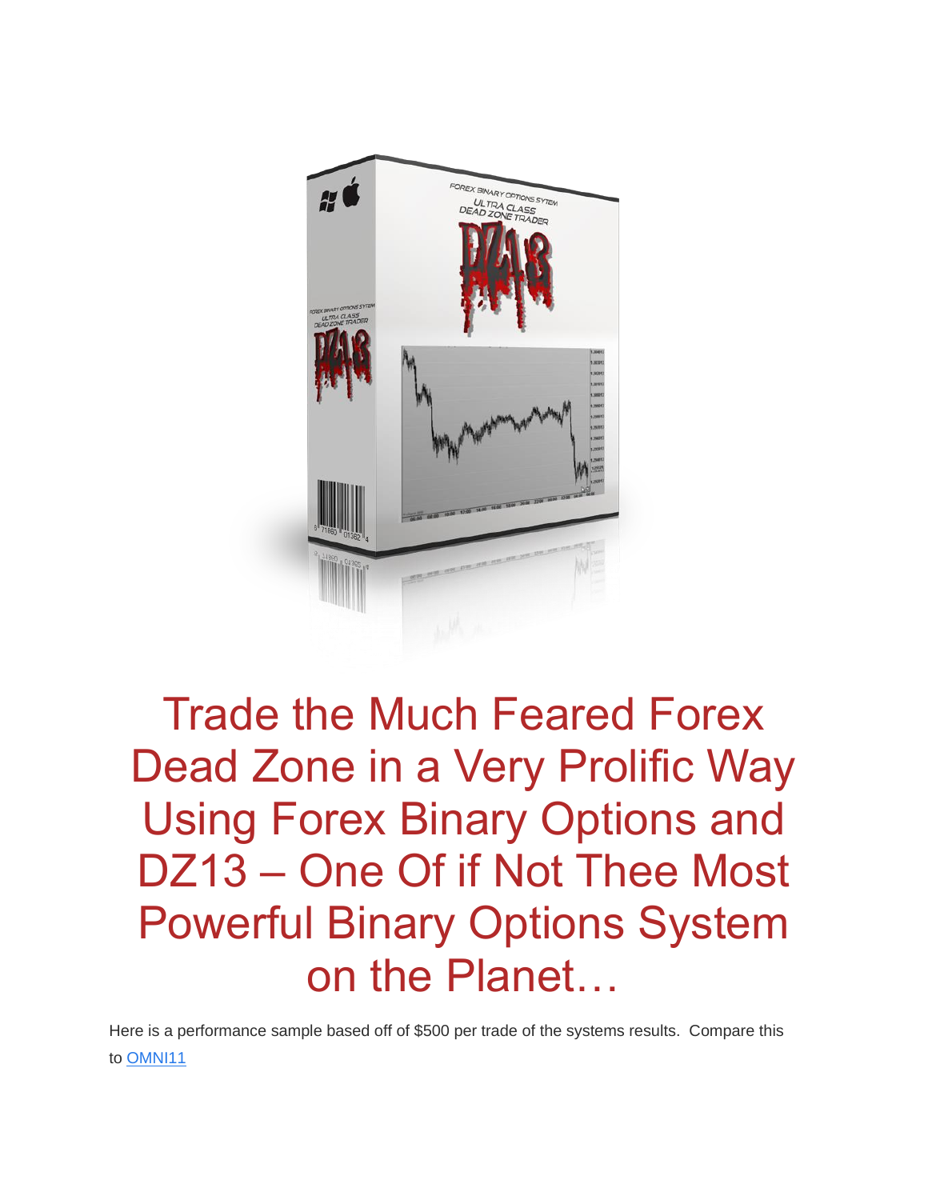# Trade the Much Feared Forex Dead Zone in a Very Prolific Way Using Forex Binary Options and DZ13 – One Of if Not Thee Most Powerful Binary Options System on the Planet…

Here is a performance sample based off of $500 per trade of the systems results. Compare this to OMNI11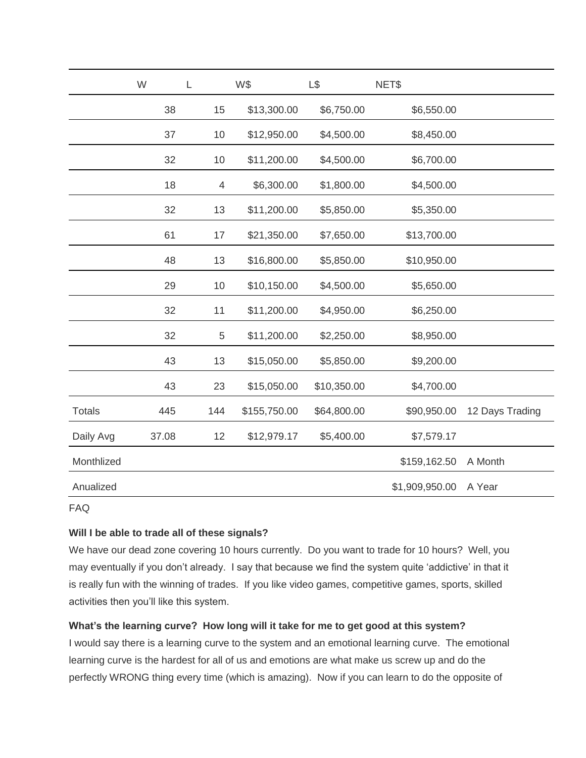| | W | L | W$ | L$ | NET$ | |
|---|---|---|---|---|---|---|
| | 38 | 15 | $13,300.00 | $6,750.00 | $6,550.00 | |
| | 37 | 10 | $12,950.00 | $4,500.00 | $8,450.00 | |
| | 32 | 10 | $11,200.00 | $4,500.00 | $6,700.00 | |
| | 18 | 4 | $6,300.00 | $1,800.00 | $4,500.00 | |
| | 32 | 13 | $11,200.00 | $5,850.00 | $5,350.00 | |
| | 61 | 17 | $21,350.00 | $7,650.00 | $13,700.00 | |
| | 48 | 13 | $16,800.00 | $5,850.00 | $10,950.00 | |
| | 29 | 10 | $10,150.00 | $4,500.00 | $5,650.00 | |
| | 32 | 11 | $11,200.00 | $4,950.00 | $6,250.00 | |
| | 32 | 5 | $11,200.00 | $2,250.00 | $8,950.00 | |
| | 43 | 13 | $15,050.00 | $5,850.00 | $9,200.00 | |
| | 43 | 23 | $15,050.00 | $10,350.00 | $4,700.00 | |
| Totals | 445 | 144 | $155,750.00 | $64,800.00 | $90,950.00 | 12 Days Trading |
| Daily Avg | 37.08 | 12 | $12,979.17 | $5,400.00 | $7,579.17 | |
| Monthlized | | | | | $159,162.50 | A Month |
| Anualized | | | | | $1,909,950.00 | A Year |

FAQ

**Will I be able to trade all of these signals?**

We have our dead zone covering 10 hours currently. Do you want to trade for 10 hours? Well, you may eventually if you don't already. I say that because we find the system quite 'addictive' in that it is really fun with the winning of trades. If you like video games, competitive games, sports, skilled activities then you'll like this system.

**What's the learning curve? How long will it take for me to get good at this system?**

I would say there is a learning curve to the system and an emotional learning curve. The emotional learning curve is the hardest for all of us and emotions are what make us screw up and do the perfectly WRONG thing every time (which is amazing). Now if you can learn to do the opposite of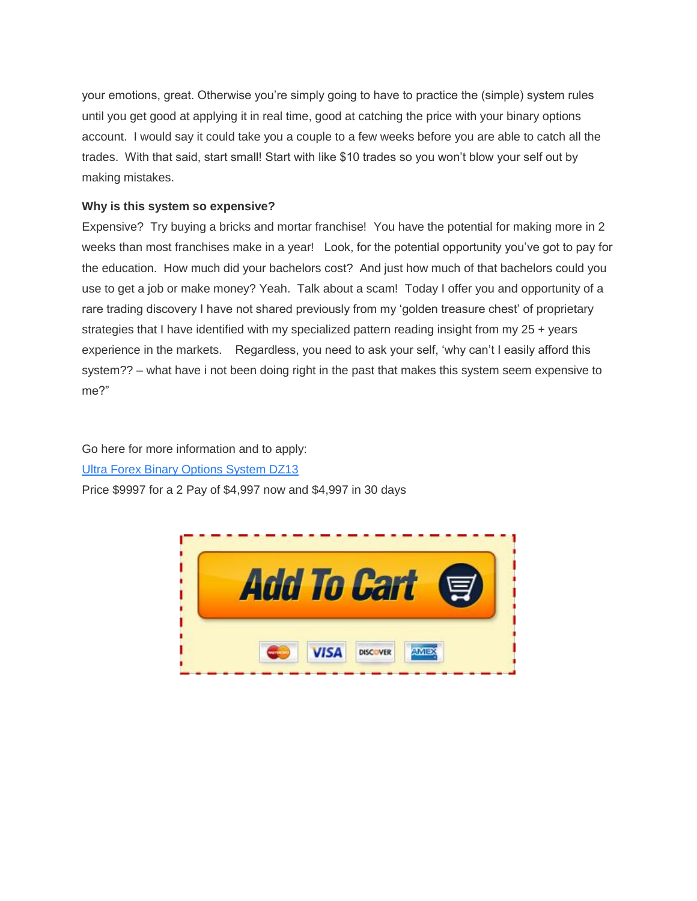your emotions, great. Otherwise you're simply going to have to practice the (simple) system rules until you get good at applying it in real time, good at catching the price with your binary options account. I would say it could take you a couple to a few weeks before you are able to catch all the trades. With that said, start small! Start with like $10 trades so you won't blow your self out by making mistakes.

**Why is this system so expensive?**

Expensive? Try buying a bricks and mortar franchise! You have the potential for making more in 2 weeks than most franchises make in a year! Look, for the potential opportunity you've got to pay for the education. How much did your bachelors cost? And just how much of that bachelors could you use to get a job or make money? Yeah. Talk about a scam! Today I offer you and opportunity of a rare trading discovery I have not shared previously from my 'golden treasure chest' of proprietary strategies that I have identified with my specialized pattern reading insight from my 25 + years experience in the markets. Regardless, you need to ask your self, 'why can't I easily afford this system?? – what have i not been doing right in the past that makes this system seem expensive to me?"

Go here for more information and to apply:

[Ultra Forex Binary Options System DZ13]

Price $9997 for a 2 Pay of $4,997 now and $4,997 in 30 days

Add To Cart

MASTERCARD VISA DISCOVER AMEX